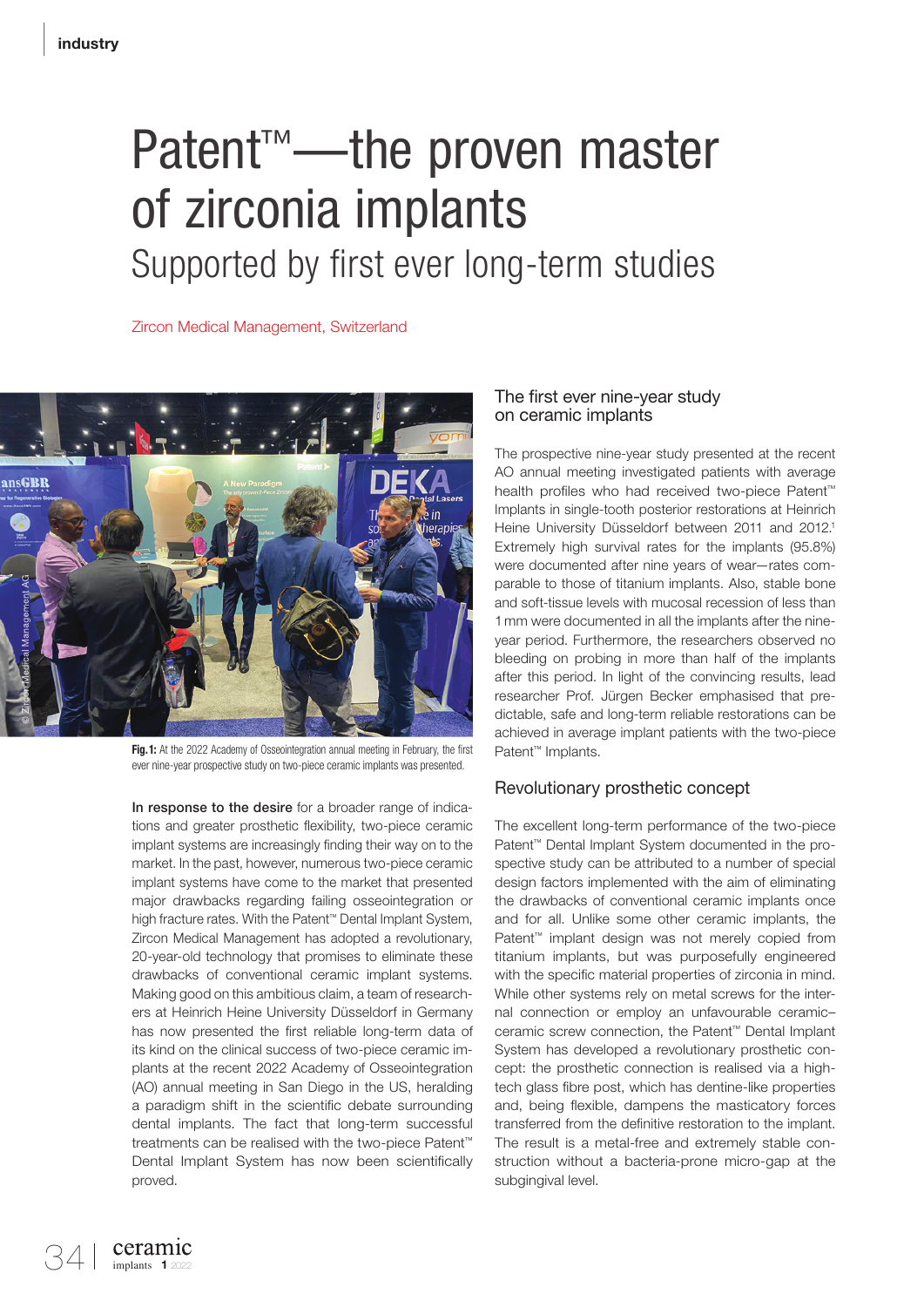# Patent™—the proven master of zirconia implants

## Supported by first ever long-term studies

Zircon Medical Management, Switzerland

Fig. 1: At the 2022 Academy of Osseointegration annual meeting in February, the first ever nine-year prospective study on two-piece ceramic implants was presented.

**In response to the desire** for a broader range of indications and greater prosthetic flexibility, two-piece ceramic implant systems are increasingly finding their way on to the market. In the past, however, numerous two-piece ceramic implant systems have come to the market that presented major drawbacks regarding failing osseointegration or high fracture rates. With the Patent™ Dental Implant System, Zircon Medical Management has adopted a revolutionary, 20-year-old technology that promises to eliminate these drawbacks of conventional ceramic implant systems. Making good on this ambitious claim, a team of researchers at Heinrich Heine University Düsseldorf in Germany has now presented the first reliable long-term data of its kind on the clinical success of two-piece ceramic implants at the recent 2022 Academy of Osseointegration (AO) annual meeting in San Diego in the US, heralding a paradigm shift in the scientific debate surrounding dental implants. The fact that long-term successful treatments can be realised with the two-piece Patent™ Dental Implant System has now been scientifically proved.

### The first ever nine-year study on ceramic implants

The prospective nine-year study presented at the recent AO annual meeting investigated patients with average health profiles who had received two-piece Patent™ Implants in single-tooth posterior restorations at Heinrich Heine University Düsseldorf between 2011 and 2012.[1] Extremely high survival rates for the implants (95.8%) were documented after nine years of wear—rates comparable to those of titanium implants. Also, stable bone and soft-tissue levels with mucosal recession of less than 1 mm were documented in all the implants after the nine-year period. Furthermore, the researchers observed no bleeding on probing in more than half of the implants after this period. In light of the convincing results, lead researcher Prof. Jürgen Becker emphasised that predictable, safe and long-term reliable restorations can be achieved in average implant patients with the two-piece Patent™ Implants.

### Revolutionary prosthetic concept

The excellent long-term performance of the two-piece Patent™ Dental Implant System documented in the prospective study can be attributed to a number of special design factors implemented with the aim of eliminating the drawbacks of conventional ceramic implants once and for all. Unlike some other ceramic implants, the Patent™ implant design was not merely copied from titanium implants, but was purposefully engineered with the specific material properties of zirconia in mind. While other systems rely on metal screws for the internal connection or employ an unfavourable ceramic–ceramic screw connection, the Patent™ Dental Implant System has developed a revolutionary prosthetic concept: the prosthetic connection is realised via a high-tech glass fibre post, which has dentine-like properties and, being flexible, dampens the masticatory forces transferred from the definitive restoration to the implant. The result is a metal-free and extremely stable construction without a bacteria-prone micro-gap at the subgingival level.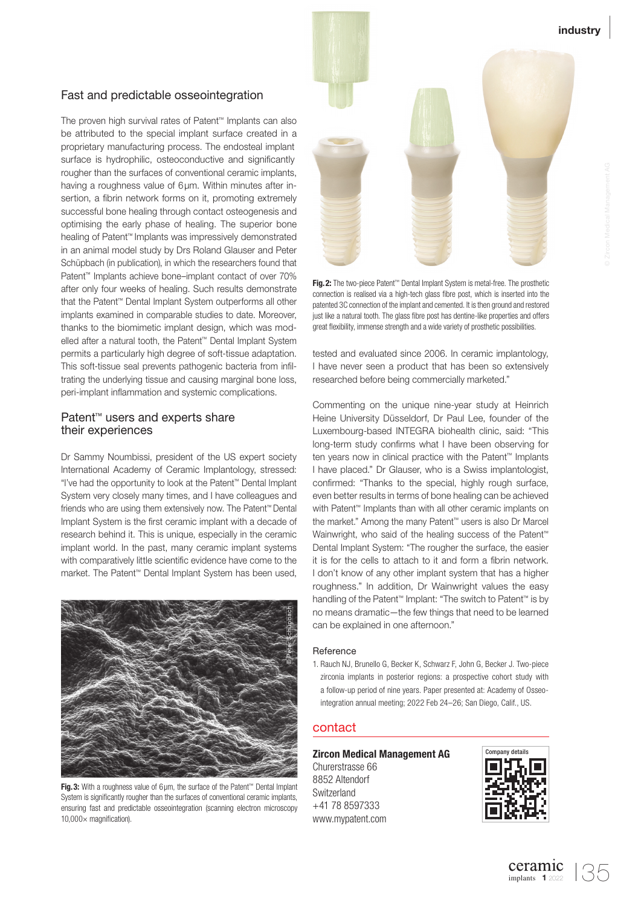## Fast and predictable osseointegration

The proven high survival rates of Patent™ Implants can also be attributed to the special implant surface created in a proprietary manufacturing process. The endosteal implant surface is hydrophilic, osteoconductive and significantly rougher than the surfaces of conventional ceramic implants, having a roughness value of 6 µm. Within minutes after insertion, a fibrin network forms on it, promoting extremely successful bone healing through contact osteogenesis and optimising the early phase of healing. The superior bone healing of Patent™ Implants was impressively demonstrated in an animal model study by Drs Roland Glauser and Peter Schüpbach (in publication), in which the researchers found that Patent™ Implants achieve bone–implant contact of over 70% after only four weeks of healing. Such results demonstrate that the Patent™ Dental Implant System outperforms all other implants examined in comparable studies to date. Moreover, thanks to the biomimetic implant design, which was modelled after a natural tooth, the Patent™ Dental Implant System permits a particularly high degree of soft-tissue adaptation. This soft-tissue seal prevents pathogenic bacteria from infiltrating the underlying tissue and causing marginal bone loss, peri-implant inflammation and systemic complications.

## Patent™ users and experts share their experiences

Dr Sammy Noumbissi, president of the US expert society International Academy of Ceramic Implantology, stressed: "I've had the opportunity to look at the Patent™ Dental Implant System very closely many times, and I have colleagues and friends who are using them extensively now. The Patent™ Dental Implant System is the first ceramic implant with a decade of research behind it. This is unique, especially in the ceramic implant world. In the past, many ceramic implant systems with comparatively little scientific evidence have come to the market. The Patent™ Dental Implant System has been used, tested and evaluated since 2006. In ceramic implantology, I have never seen a product that has been so extensively researched before being commercially marketed."

Fig. 2: The two-piece Patent™ Dental Implant System is metal-free. The prosthetic connection is realised via a high-tech glass fibre post, which is inserted into the patented 3C connection of the implant and cemented. It is then ground and restored just like a natural tooth. The glass fibre post has dentine-like properties and offers great flexibility, immense strength and a wide variety of prosthetic possibilities.

Commenting on the unique nine-year study at Heinrich Heine University Düsseldorf, Dr Paul Lee, founder of the Luxembourg-based INTEGRA biohealth clinic, said: "This long-term study confirms what I have been observing for ten years now in clinical practice with the Patent™ Implants I have placed." Dr Glauser, who is a Swiss implantologist, confirmed: "Thanks to the special, highly rough surface, even better results in terms of bone healing can be achieved with Patent™ Implants than with all other ceramic implants on the market." Among the many Patent™ users is also Dr Marcel Wainwright, who said of the healing success of the Patent™ Dental Implant System: "The rougher the surface, the easier it is for the cells to attach to it and form a fibrin network. I don't know of any other implant system that has a higher roughness." In addition, Dr Wainwright values the easy handling of the Patent™ Implant: "The switch to Patent™ is by no means dramatic—the few things that need to be learned can be explained in one afternoon."

Fig. 3: With a roughness value of 6 µm, the surface of the Patent™ Dental Implant System is significantly rougher than the surfaces of conventional ceramic implants, ensuring fast and predictable osseointegration (scanning electron microscopy 10,000× magnification).

### Reference

1. Rauch NJ, Brunello G, Becker K, Schwarz F, John G, Becker J. Two-piece zirconia implants in posterior regions: a prospective cohort study with a follow-up period of nine years. Paper presented at: Academy of Osseointegration annual meeting; 2022 Feb 24–26; San Diego, Calif., US.

## contact

**Zircon Medical Management AG**
Churerstrasse 66
8852 Altendorf
Switzerland
+41 78 8597333
www.mypatent.com

Company details